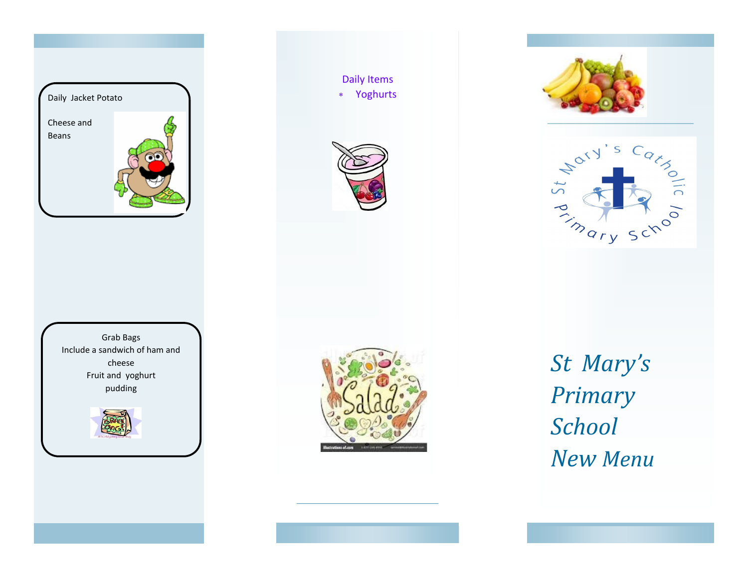Daily Jacket Potato

Cheese and Beans

Grab Bags
Include a sandwich of ham and cheese
Fruit and yoghurt pudding

Daily Items

* Yoghurts

St Mary's Catholic Primary School

# St Mary's Primary School New Menu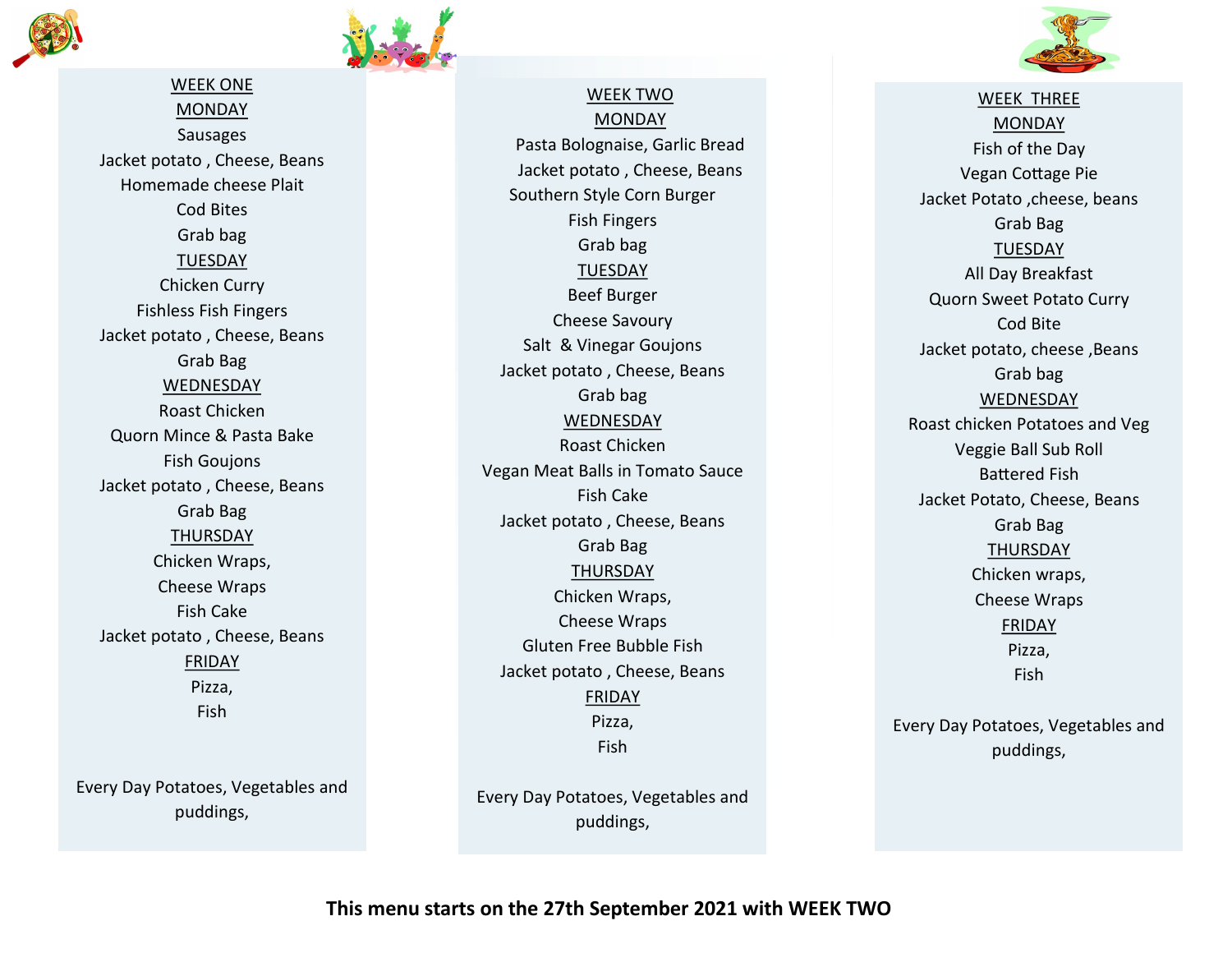## WEEK ONE

### MONDAY

Sausages
Jacket potato , Cheese, Beans
Homemade cheese Plait
Cod Bites
Grab bag

### TUESDAY

Chicken Curry
Fishless Fish Fingers
Jacket potato , Cheese, Beans
Grab Bag

### WEDNESDAY

Roast Chicken
Quorn Mince & Pasta Bake
Fish Goujons
Jacket potato , Cheese, Beans
Grab Bag

### THURSDAY

Chicken Wraps,
Cheese Wraps
Fish Cake
Jacket potato , Cheese, Beans

### FRIDAY

Pizza,
Fish

Every Day Potatoes, Vegetables and puddings,

## WEEK TWO

### MONDAY

Pasta Bolognaise, Garlic Bread
Jacket potato , Cheese, Beans
Southern Style Corn Burger
Fish Fingers
Grab bag

### TUESDAY

Beef Burger
Cheese Savoury
Salt & Vinegar Goujons
Jacket potato , Cheese, Beans
Grab bag

### WEDNESDAY

Roast Chicken
Vegan Meat Balls in Tomato Sauce
Fish Cake
Jacket potato , Cheese, Beans
Grab Bag

### THURSDAY

Chicken Wraps,
Cheese Wraps
Gluten Free Bubble Fish
Jacket potato , Cheese, Beans

### FRIDAY

Pizza,
Fish

Every Day Potatoes, Vegetables and puddings,

## WEEK THREE

### MONDAY

Fish of the Day
Vegan Cottage Pie
Jacket Potato ,cheese, beans
Grab Bag

### TUESDAY

All Day Breakfast
Quorn Sweet Potato Curry
Cod Bite
Jacket potato, cheese ,Beans
Grab bag

### WEDNESDAY

Roast chicken Potatoes and Veg
Veggie Ball Sub Roll
Battered Fish
Jacket Potato, Cheese, Beans
Grab Bag

### THURSDAY

Chicken wraps,
Cheese Wraps

### FRIDAY

Pizza,
Fish

Every Day Potatoes, Vegetables and puddings,

**This menu starts on the 27th September 2021 with WEEK TWO**